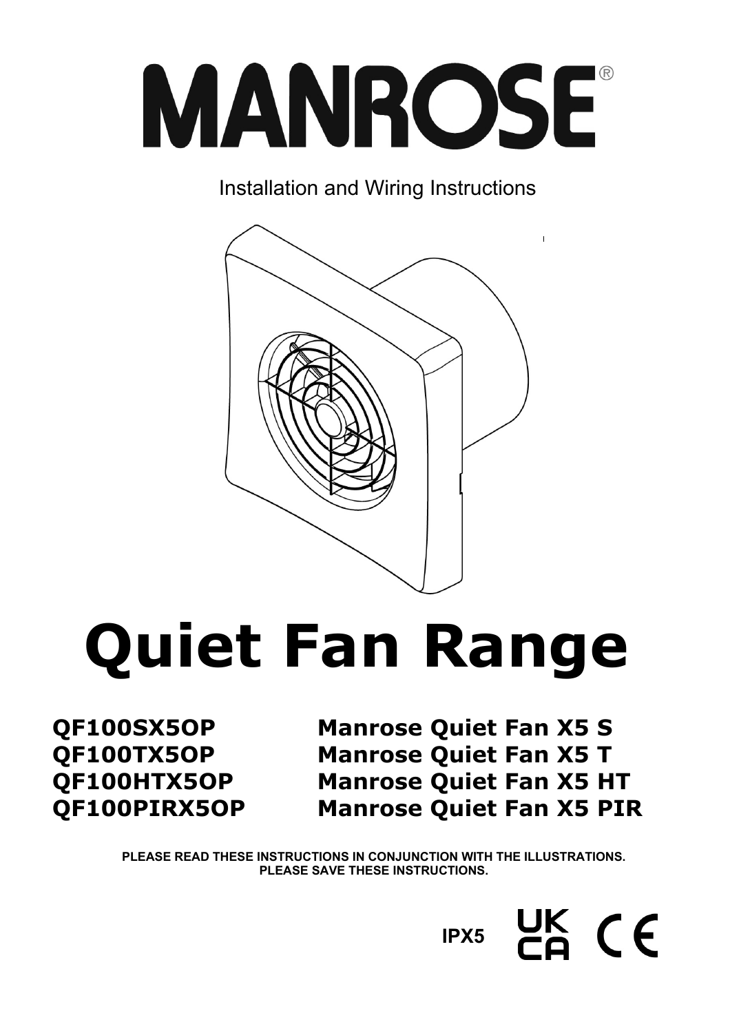# MANROSE®

Installation and Wiring Instructions

# Quiet Fan Range

| | |
|---|---|
| **QF100SX5OP** | **Manrose Quiet Fan X5 S** |
| **QF100TX5OP** | **Manrose Quiet Fan X5 T** |
| **QF100HTX5OP** | **Manrose Quiet Fan X5 HT** |
| **QF100PIRX5OP** | **Manrose Quiet Fan X5 PIR** |

**PLEASE READ THESE INSTRUCTIONS IN CONJUNCTION WITH THE ILLUSTRATIONS.**
**PLEASE SAVE THESE INSTRUCTIONS.**

**IPX5** UKCA CE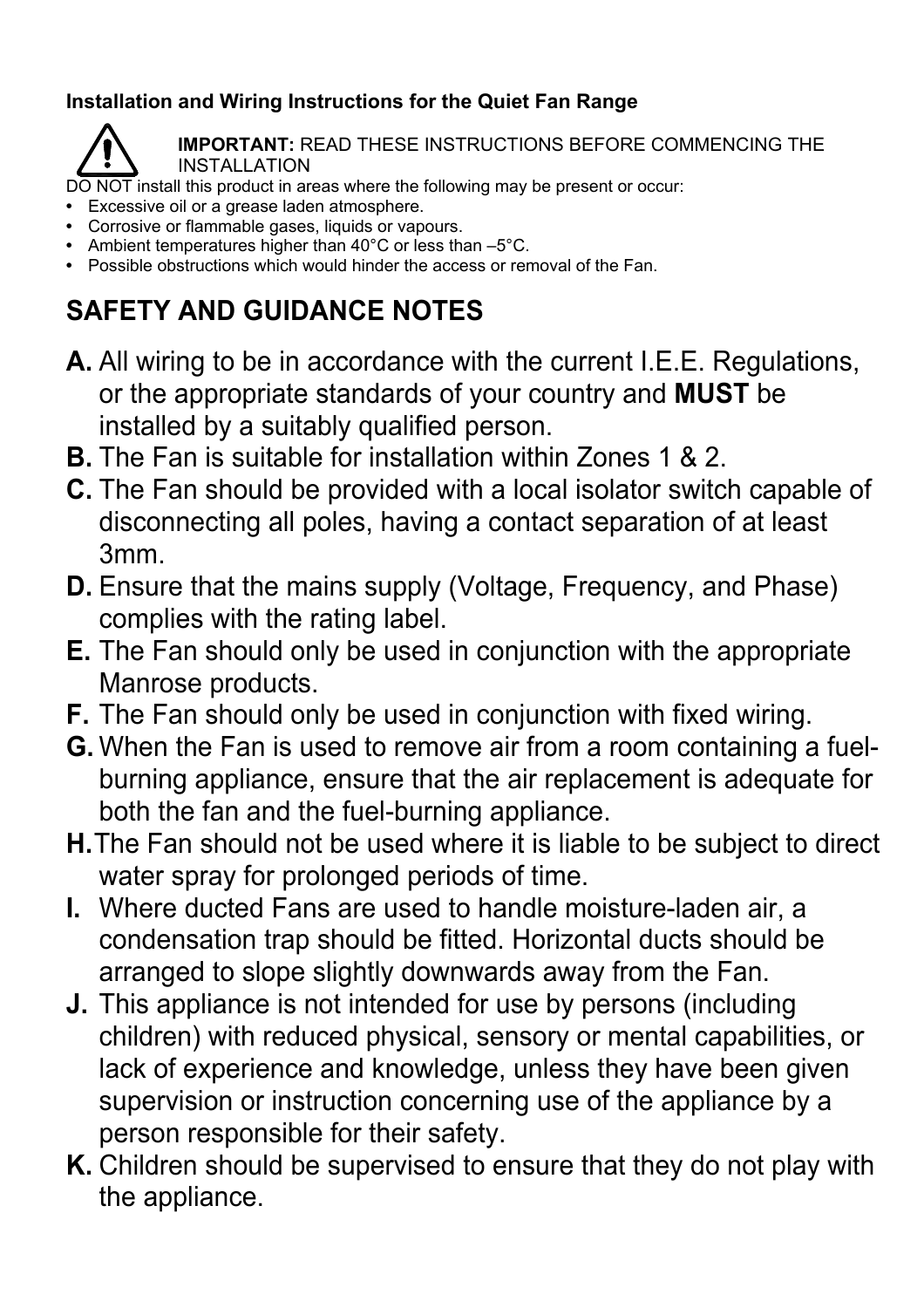**Installation and Wiring Instructions for the Quiet Fan Range**

**IMPORTANT:** READ THESE INSTRUCTIONS BEFORE COMMENCING THE INSTALLATION

DO NOT install this product in areas where the following may be present or occur:

- Excessive oil or a grease laden atmosphere.
- Corrosive or flammable gases, liquids or vapours.
- Ambient temperatures higher than 40°C or less than –5°C.
- Possible obstructions which would hinder the access or removal of the Fan.

## SAFETY AND GUIDANCE NOTES

**A.** All wiring to be in accordance with the current I.E.E. Regulations, or the appropriate standards of your country and **MUST** be installed by a suitably qualified person.

**B.** The Fan is suitable for installation within Zones 1 & 2.

**C.** The Fan should be provided with a local isolator switch capable of disconnecting all poles, having a contact separation of at least 3mm.

**D.** Ensure that the mains supply (Voltage, Frequency, and Phase) complies with the rating label.

**E.** The Fan should only be used in conjunction with the appropriate Manrose products.

**F.** The Fan should only be used in conjunction with fixed wiring.

**G.** When the Fan is used to remove air from a room containing a fuel-burning appliance, ensure that the air replacement is adequate for both the fan and the fuel-burning appliance.

**H.** The Fan should not be used where it is liable to be subject to direct water spray for prolonged periods of time.

**I.** Where ducted Fans are used to handle moisture-laden air, a condensation trap should be fitted. Horizontal ducts should be arranged to slope slightly downwards away from the Fan.

**J.** This appliance is not intended for use by persons (including children) with reduced physical, sensory or mental capabilities, or lack of experience and knowledge, unless they have been given supervision or instruction concerning use of the appliance by a person responsible for their safety.

**K.** Children should be supervised to ensure that they do not play with the appliance.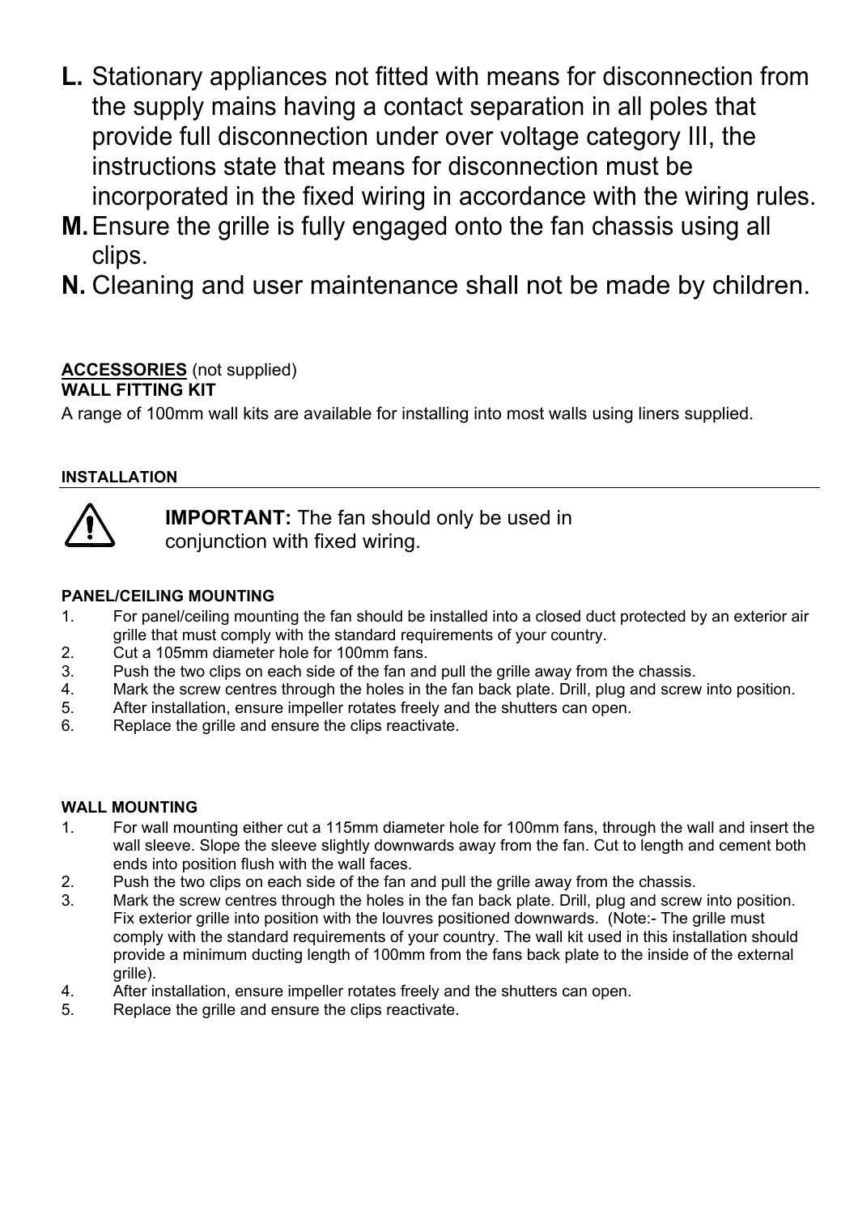**L.** Stationary appliances not fitted with means for disconnection from the supply mains having a contact separation in all poles that provide full disconnection under over voltage category III, the instructions state that means for disconnection must be incorporated in the fixed wiring in accordance with the wiring rules.

**M.** Ensure the grille is fully engaged onto the fan chassis using all clips.

**N.** Cleaning and user maintenance shall not be made by children.

**ACCESSORIES** (not supplied)

**WALL FITTING KIT**

A range of 100mm wall kits are available for installing into most walls using liners supplied.

## INSTALLATION

**IMPORTANT:** The fan should only be used in conjunction with fixed wiring.

### PANEL/CEILING MOUNTING

1. For panel/ceiling mounting the fan should be installed into a closed duct protected by an exterior air grille that must comply with the standard requirements of your country.
2. Cut a 105mm diameter hole for 100mm fans.
3. Push the two clips on each side of the fan and pull the grille away from the chassis.
4. Mark the screw centres through the holes in the fan back plate. Drill, plug and screw into position.
5. After installation, ensure impeller rotates freely and the shutters can open.
6. Replace the grille and ensure the clips reactivate.

### WALL MOUNTING

1. For wall mounting either cut a 115mm diameter hole for 100mm fans, through the wall and insert the wall sleeve. Slope the sleeve slightly downwards away from the fan. Cut to length and cement both ends into position flush with the wall faces.
2. Push the two clips on each side of the fan and pull the grille away from the chassis.
3. Mark the screw centres through the holes in the fan back plate. Drill, plug and screw into position. Fix exterior grille into position with the louvres positioned downwards. (Note:- The grille must comply with the standard requirements of your country. The wall kit used in this installation should provide a minimum ducting length of 100mm from the fans back plate to the inside of the external grille).
4. After installation, ensure impeller rotates freely and the shutters can open.
5. Replace the grille and ensure the clips reactivate.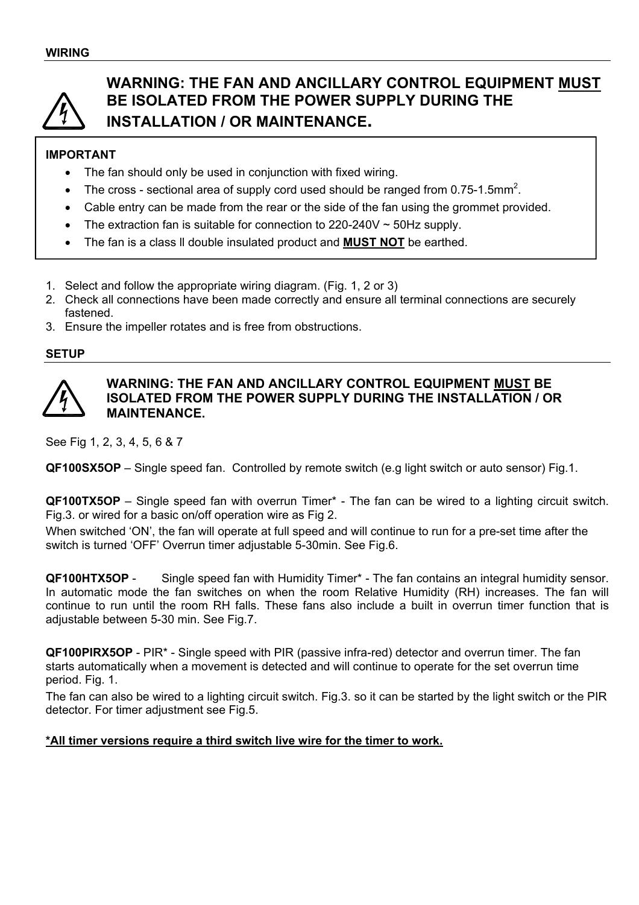## WIRING

**WARNING: THE FAN AND ANCILLARY CONTROL EQUIPMENT <u>MUST</u> BE ISOLATED FROM THE POWER SUPPLY DURING THE INSTALLATION / OR MAINTENANCE.**

**IMPORTANT**

- The fan should only be used in conjunction with fixed wiring.
- The cross - sectional area of supply cord used should be ranged from 0.75-1.5mm$^2$.
- Cable entry can be made from the rear or the side of the fan using the grommet provided.
- The extraction fan is suitable for connection to 220-240V ~ 50Hz supply.
- The fan is a class ll double insulated product and **<u>MUST NOT</u>** be earthed.

1. Select and follow the appropriate wiring diagram. (Fig. 1, 2 or 3)
2. Check all connections have been made correctly and ensure all terminal connections are securely fastened.
3. Ensure the impeller rotates and is free from obstructions.

## SETUP

**WARNING: THE FAN AND ANCILLARY CONTROL EQUIPMENT <u>MUST</u> BE ISOLATED FROM THE POWER SUPPLY DURING THE INSTALLATION / OR MAINTENANCE.**

See Fig 1, 2, 3, 4, 5, 6 & 7

**QF100SX5OP** – Single speed fan. Controlled by remote switch (e.g light switch or auto sensor) Fig.1.

**QF100TX5OP** – Single speed fan with overrun Timer* - The fan can be wired to a lighting circuit switch. Fig.3. or wired for a basic on/off operation wire as Fig 2.

When switched 'ON', the fan will operate at full speed and will continue to run for a pre-set time after the switch is turned 'OFF' Overrun timer adjustable 5-30min. See Fig.6.

**QF100HTX5OP** - Single speed fan with Humidity Timer* - The fan contains an integral humidity sensor. In automatic mode the fan switches on when the room Relative Humidity (RH) increases. The fan will continue to run until the room RH falls. These fans also include a built in overrun timer function that is adjustable between 5-30 min. See Fig.7.

**QF100PIRX5OP** - PIR* - Single speed with PIR (passive infra-red) detector and overrun timer. The fan starts automatically when a movement is detected and will continue to operate for the set overrun time period. Fig. 1.

The fan can also be wired to a lighting circuit switch. Fig.3. so it can be started by the light switch or the PIR detector. For timer adjustment see Fig.5.

**<u>*All timer versions require a third switch live wire for the timer to work.</u>**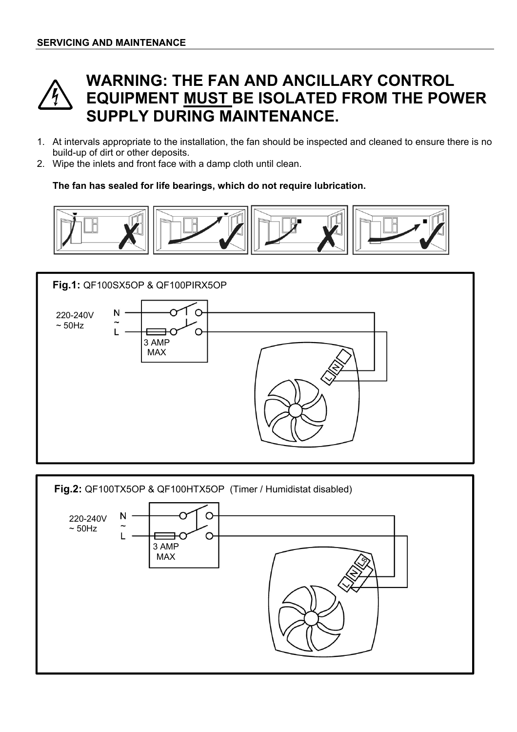## SERVICING AND MAINTENANCE

# WARNING: THE FAN AND ANCILLARY CONTROL EQUIPMENT MUST BE ISOLATED FROM THE POWER SUPPLY DURING MAINTENANCE.

1. At intervals appropriate to the installation, the fan should be inspected and cleaned to ensure there is no build-up of dirt or other deposits.
2. Wipe the inlets and front face with a damp cloth until clean.

**The fan has sealed for life bearings, which do not require lubrication.**

**Fig.1:** QF100SX5OP & QF100PIRX5OP

220-240V ~ 50Hz

N ~ L

3 AMP MAX

L N

**Fig.2:** QF100TX5OP & QF100HTX5OP (Timer / Humidistat disabled)

220-240V ~ 50Hz

N ~ L

3 AMP MAX

L N Ls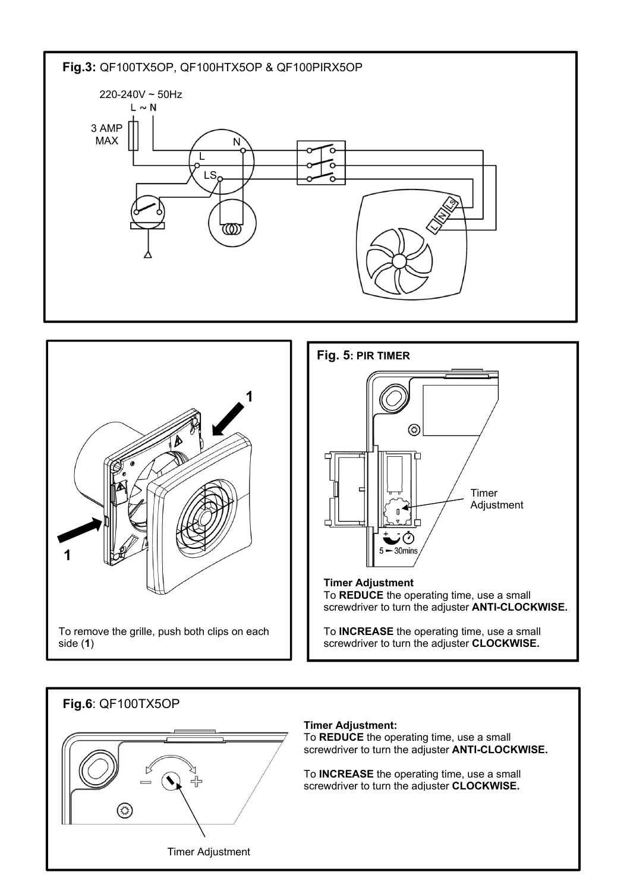**Fig.3:** QF100TX5OP, QF100HTX5OP & QF100PIRX5OP

220-240V ~ 50Hz

L ~ N

3 AMP MAX

N

L

LS

L N LS

To remove the grille, push both clips on each side (**1**)

**Fig. 5: PIR TIMER**

Timer Adjustment

5 ⟶ 30mins

**Timer Adjustment**

To **REDUCE** the operating time, use a small screwdriver to turn the adjuster **ANTI-CLOCKWISE.**

To **INCREASE** the operating time, use a small screwdriver to turn the adjuster **CLOCKWISE.**

**Fig.6**: QF100TX5OP

Timer Adjustment

**Timer Adjustment:**

To **REDUCE** the operating time, use a small screwdriver to turn the adjuster **ANTI-CLOCKWISE.**

To **INCREASE** the operating time, use a small screwdriver to turn the adjuster **CLOCKWISE.**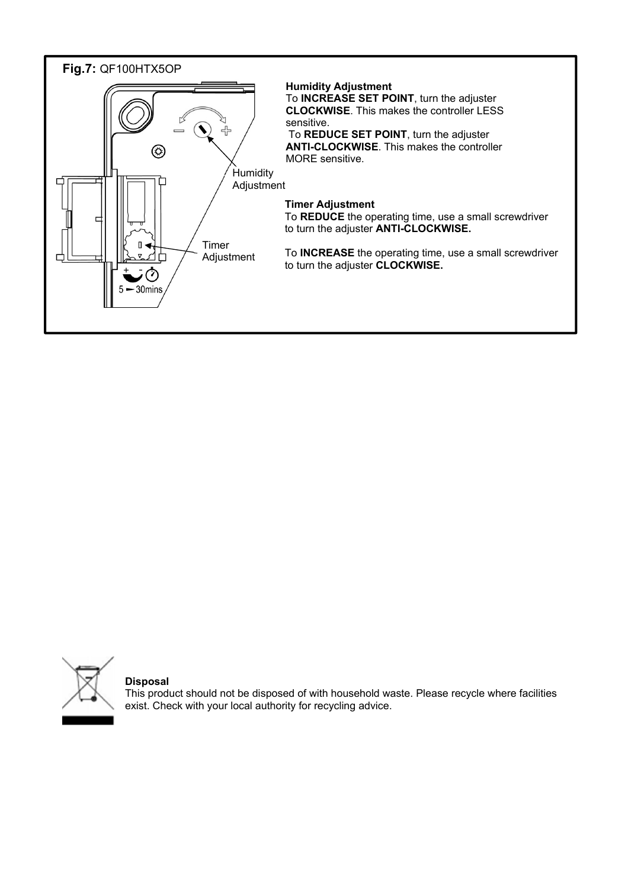**Fig.7:** QF100HTX5OP

Humidity Adjustment

Timer Adjustment

5 — 30mins

**Humidity Adjustment**

To **INCREASE SET POINT**, turn the adjuster **CLOCKWISE**. This makes the controller LESS sensitive.

To **REDUCE SET POINT**, turn the adjuster **ANTI-CLOCKWISE**. This makes the controller MORE sensitive.

**Timer Adjustment**

To **REDUCE** the operating time, use a small screwdriver to turn the adjuster **ANTI-CLOCKWISE.**

To **INCREASE** the operating time, use a small screwdriver to turn the adjuster **CLOCKWISE.**

**Disposal**

This product should not be disposed of with household waste. Please recycle where facilities exist. Check with your local authority for recycling advice.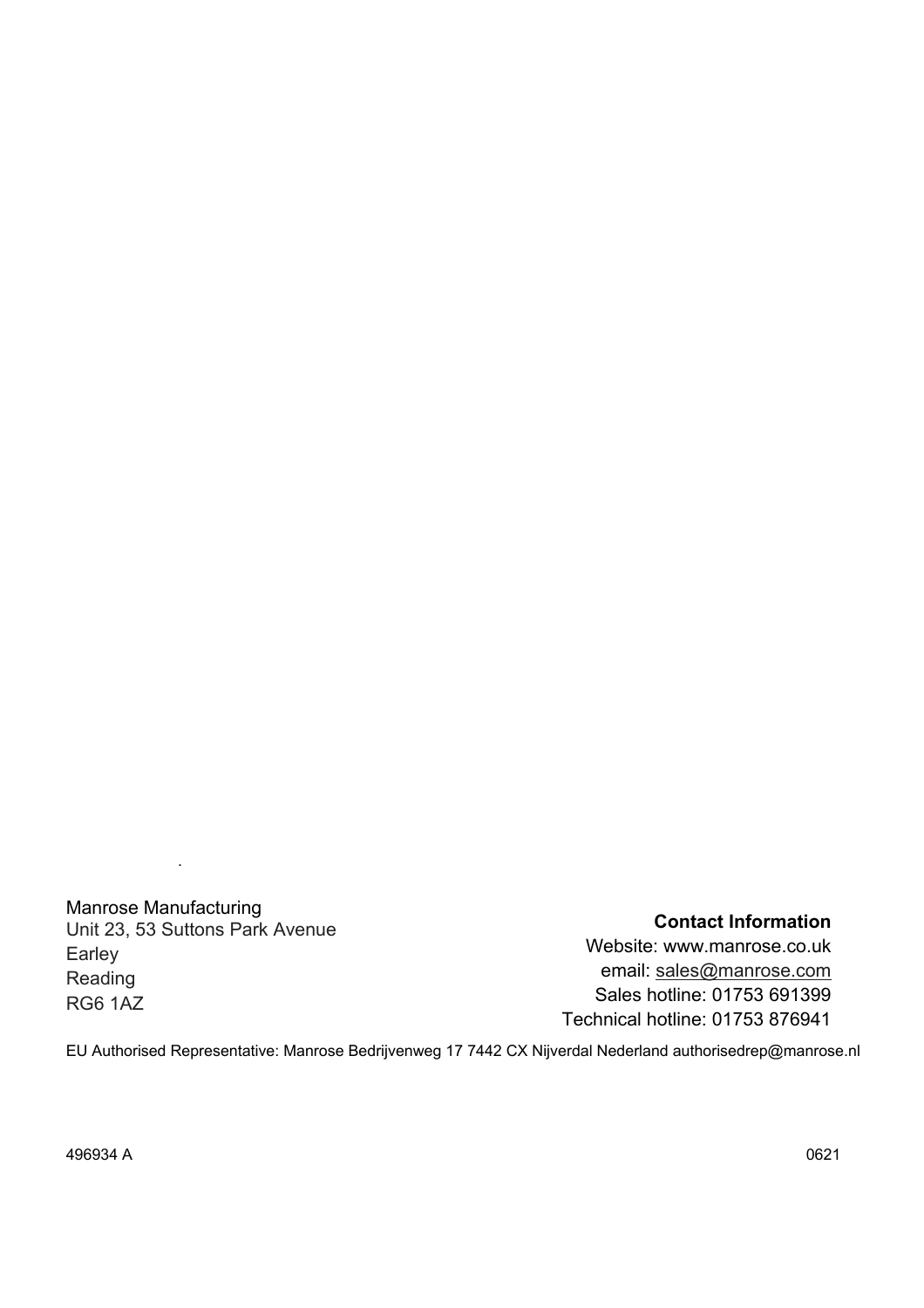Manrose Manufacturing
Unit 23, 53 Suttons Park Avenue
Earley
Reading
RG6 1AZ

**Contact Information**

Website: www.manrose.co.uk
email: sales@manrose.com
Sales hotline: 01753 691399
Technical hotline: 01753 876941

EU Authorised Representative: Manrose Bedrijvenweg 17 7442 CX Nijverdal Nederland authorisedrep@manrose.nl

496934 A

0621